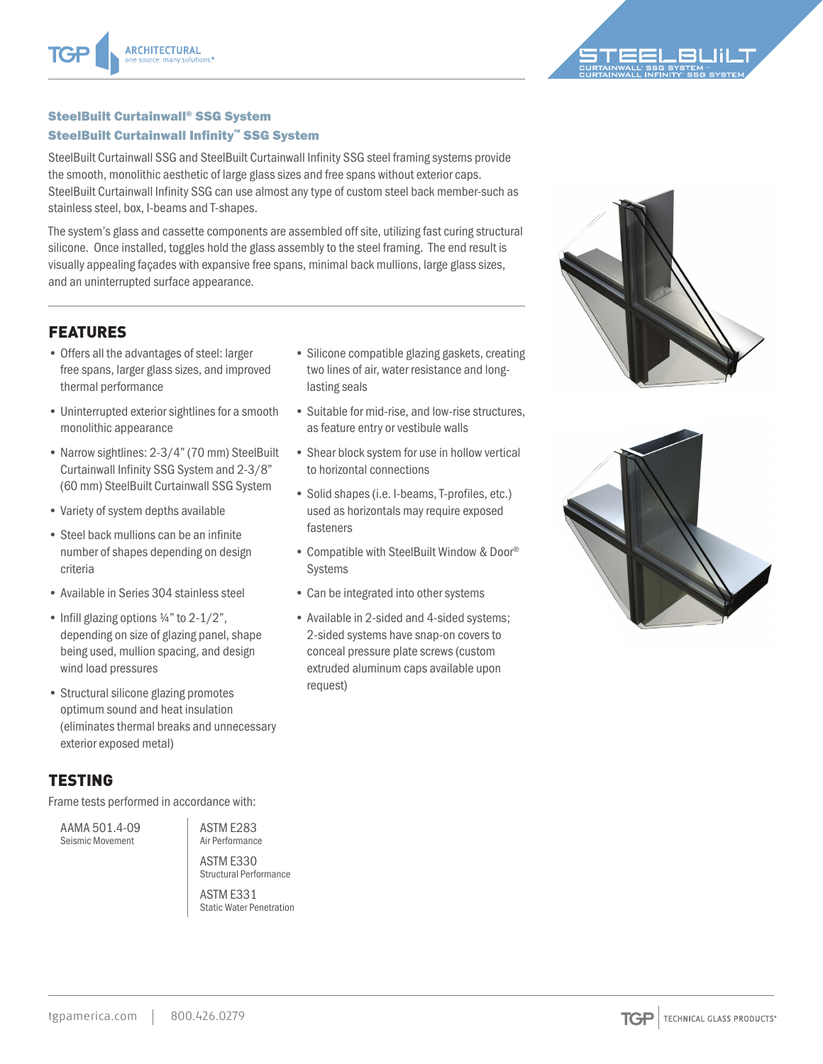## SteelBuilt Curtainwall® SSG System
## SteelBuilt Curtainwall Infinity™ SSG System

SteelBuilt Curtainwall SSG and SteelBuilt Curtainwall Infinity SSG steel framing systems provide the smooth, monolithic aesthetic of large glass sizes and free spans without exterior caps. SteelBuilt Curtainwall Infinity SSG can use almost any type of custom steel back member-such as stainless steel, box, I-beams and T-shapes.

The system's glass and cassette components are assembled off site, utilizing fast curing structural silicone. Once installed, toggles hold the glass assembly to the steel framing. The end result is visually appealing façades with expansive free spans, minimal back mullions, large glass sizes, and an uninterrupted surface appearance.

## FEATURES

- Offers all the advantages of steel: larger free spans, larger glass sizes, and improved thermal performance
- Uninterrupted exterior sightlines for a smooth monolithic appearance
- Narrow sightlines: 2-3/4" (70 mm) SteelBuilt Curtainwall Infinity SSG System and 2-3/8" (60 mm) SteelBuilt Curtainwall SSG System
- Variety of system depths available
- Steel back mullions can be an infinite number of shapes depending on design criteria
- Available in Series 304 stainless steel
- Infill glazing options ¼" to 2-1/2", depending on size of glazing panel, shape being used, mullion spacing, and design wind load pressures
- Structural silicone glazing promotes optimum sound and heat insulation (eliminates thermal breaks and unnecessary exterior exposed metal)
- Silicone compatible glazing gaskets, creating two lines of air, water resistance and long-lasting seals
- Suitable for mid-rise, and low-rise structures, as feature entry or vestibule walls
- Shear block system for use in hollow vertical to horizontal connections
- Solid shapes (i.e. I-beams, T-profiles, etc.) used as horizontals may require exposed fasteners
- Compatible with SteelBuilt Window & Door® Systems
- Can be integrated into other systems
- Available in 2-sided and 4-sided systems; 2-sided systems have snap-on covers to conceal pressure plate screws (custom extruded aluminum caps available upon request)

## TESTING

Frame tests performed in accordance with:

AAMA 501.4-09
Seismic Movement

ASTM E283
Air Performance

ASTM E330
Structural Performance

ASTM E331
Static Water Penetration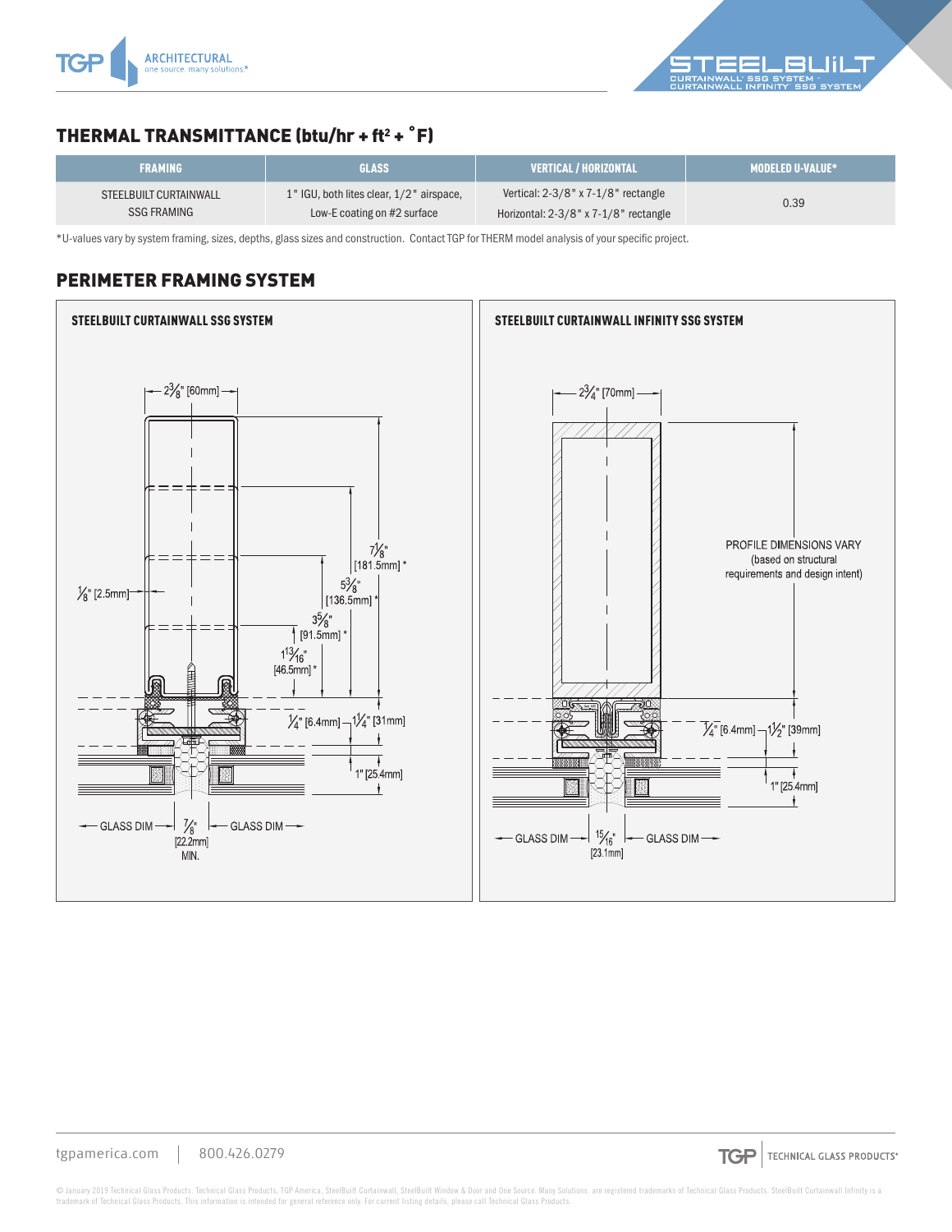## THERMAL TRANSMITTANCE (btu/hr + ft² + °F)

| FRAMING | GLASS | VERTICAL / HORIZONTAL | MODELED U-VALUE* |
|---|---|---|---|
| STEELBUILT CURTAINWALL SSG FRAMING | 1" IGU, both lites clear, 1/2" airspace, Low-E coating on #2 surface | Vertical: 2-3/8" x 7-1/8" rectangle<br>Horizontal: 2-3/8" x 7-1/8" rectangle | 0.39 |

*U-values vary by system framing, sizes, depths, glass sizes and construction. Contact TGP for THERM model analysis of your specific project.

## PERIMETER FRAMING SYSTEM

### STEELBUILT CURTAINWALL SSG SYSTEM

2-3/8" [60mm]

1/8" [2.5mm]

7-1/8" [181.5mm] *

5-3/8" [136.5mm] *

3-5/8" [91.5mm] *

1-13/16" [46.5mm] *

1/4" [6.4mm]

1-1/4" [31mm]

1" [25.4mm]

GLASS DIM

7/8" [22.2mm] MIN.

GLASS DIM

### STEELBUILT CURTAINWALL INFINITY SSG SYSTEM

2-3/4" [70mm]

PROFILE DIMENSIONS VARY (based on structural requirements and design intent)

1/4" [6.4mm]

1-1/2" [39mm]

1" [25.4mm]

GLASS DIM

15/16" [23.1mm]

GLASS DIM

© January 2019 Technical Glass Products. Technical Glass Products, TGP America, SteelBuilt Curtainwall, SteelBuilt Window & Door and One Source. Many Solutions. are registered trademarks of Technical Glass Products. SteelBuilt Curtainwall Infinity is a trademark of Technical Glass Products. This information is intended for general reference only. For current listing details, please call Technical Glass Products.